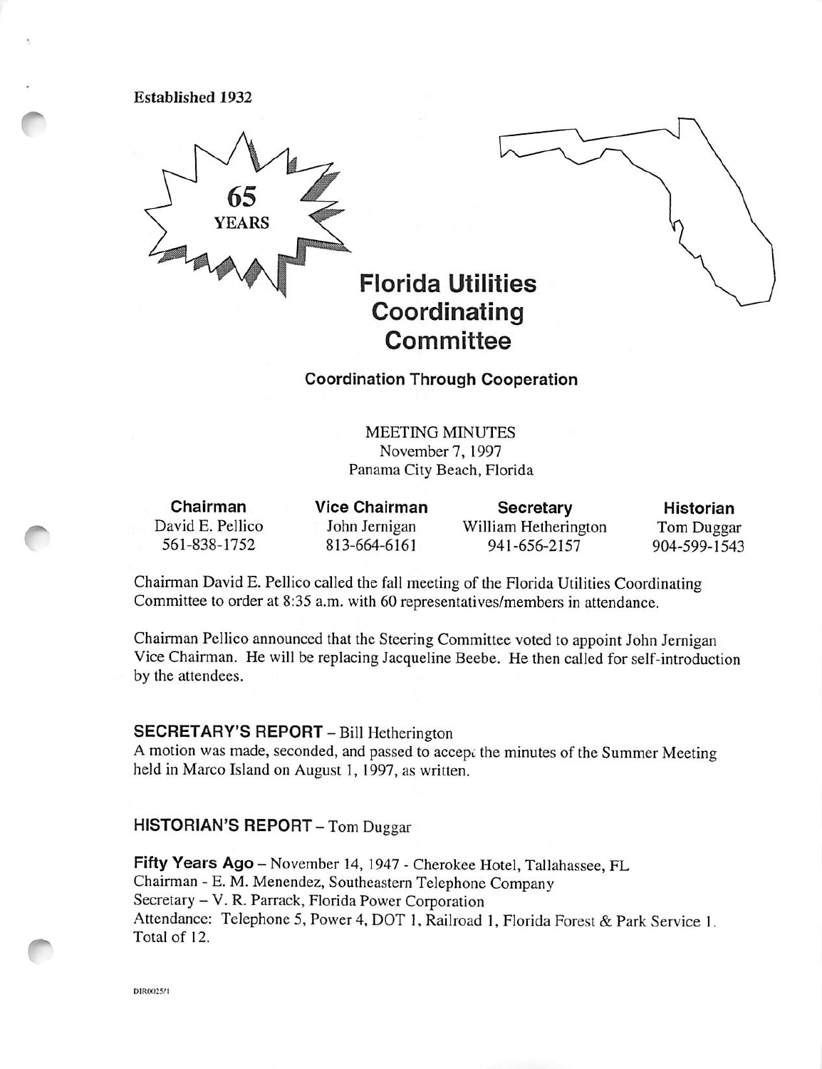Established 1932

65 YEARS

# Florida Utilities Coordinating Committee

**Coordination Through Cooperation**

MEETING MINUTES
November 7, 1997
Panama City Beach, Florida

| Chairman | Vice Chairman | Secretary | Historian |
|---|---|---|---|
| David E. Pellico | John Jernigan | William Hetherington | Tom Duggar |
| 561-838-1752 | 813-664-6161 | 941-656-2157 | 904-599-1543 |

Chairman David E. Pellico called the fall meeting of the Florida Utilities Coordinating Committee to order at 8:35 a.m. with 60 representatives/members in attendance.

Chairman Pellico announced that the Steering Committee voted to appoint John Jernigan Vice Chairman. He will be replacing Jacqueline Beebe. He then called for self-introduction by the attendees.

## SECRETARY'S REPORT – Bill Hetherington

A motion was made, seconded, and passed to accept the minutes of the Summer Meeting held in Marco Island on August 1, 1997, as written.

## HISTORIAN'S REPORT – Tom Duggar

**Fifty Years Ago** – November 14, 1947 - Cherokee Hotel, Tallahassee, FL
Chairman - E. M. Menendez, Southeastern Telephone Company
Secretary – V. R. Parrack, Florida Power Corporation
Attendance: Telephone 5, Power 4, DOT 1, Railroad 1, Florida Forest & Park Service 1. Total of 12.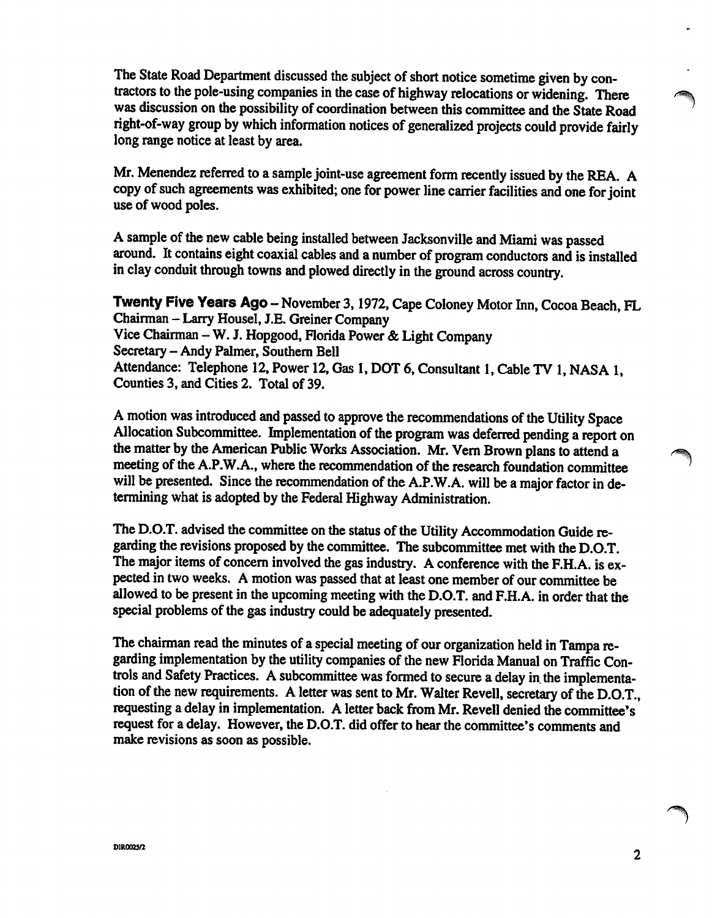The State Road Department discussed the subject of short notice sometime given by contractors to the pole-using companies in the case of highway relocations or widening. There was discussion on the possibility of coordination between this committee and the State Road right-of-way group by which information notices of generalized projects could provide fairly long range notice at least by area.

Mr. Menendez referred to a sample joint-use agreement form recently issued by the REA. A copy of such agreements was exhibited; one for power line carrier facilities and one for joint use of wood poles.

A sample of the new cable being installed between Jacksonville and Miami was passed around. It contains eight coaxial cables and a number of program conductors and is installed in clay conduit through towns and plowed directly in the ground across country.

**Twenty Five Years Ago** – November 3, 1972, Cape Coloney Motor Inn, Cocoa Beach, FL
Chairman – Larry Housel, J.E. Greiner Company
Vice Chairman – W. J. Hopgood, Florida Power & Light Company
Secretary – Andy Palmer, Southern Bell
Attendance: Telephone 12, Power 12, Gas 1, DOT 6, Consultant 1, Cable TV 1, NASA 1, Counties 3, and Cities 2. Total of 39.

A motion was introduced and passed to approve the recommendations of the Utility Space Allocation Subcommittee. Implementation of the program was deferred pending a report on the matter by the American Public Works Association. Mr. Vern Brown plans to attend a meeting of the A.P.W.A., where the recommendation of the research foundation committee will be presented. Since the recommendation of the A.P.W.A. will be a major factor in determining what is adopted by the Federal Highway Administration.

The D.O.T. advised the committee on the status of the Utility Accommodation Guide regarding the revisions proposed by the committee. The subcommittee met with the D.O.T. The major items of concern involved the gas industry. A conference with the F.H.A. is expected in two weeks. A motion was passed that at least one member of our committee be allowed to be present in the upcoming meeting with the D.O.T. and F.H.A. in order that the special problems of the gas industry could be adequately presented.

The chairman read the minutes of a special meeting of our organization held in Tampa regarding implementation by the utility companies of the new Florida Manual on Traffic Controls and Safety Practices. A subcommittee was formed to secure a delay in the implementation of the new requirements. A letter was sent to Mr. Walter Revell, secretary of the D.O.T., requesting a delay in implementation. A letter back from Mr. Revell denied the committee's request for a delay. However, the D.O.T. did offer to hear the committee's comments and make revisions as soon as possible.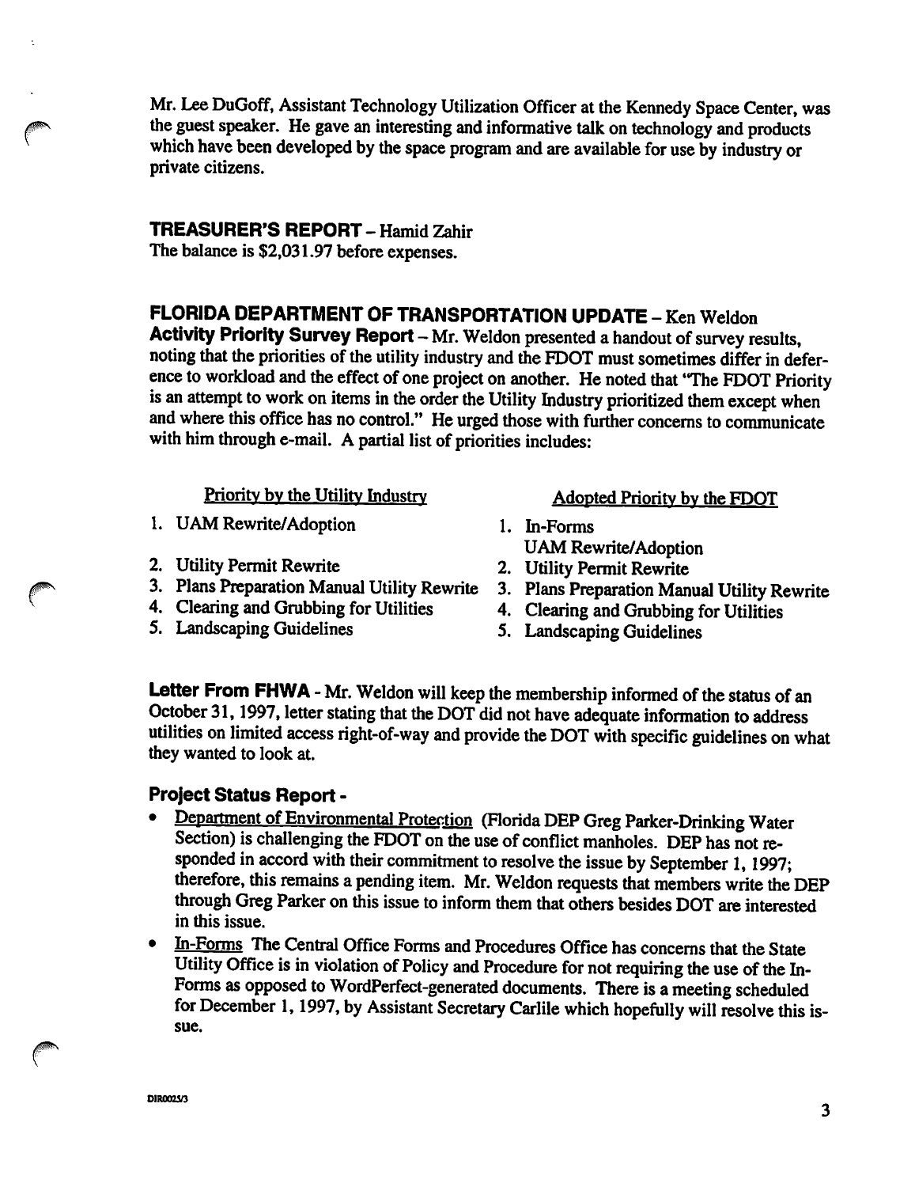Mr. Lee DuGoff, Assistant Technology Utilization Officer at the Kennedy Space Center, was the guest speaker. He gave an interesting and informative talk on technology and products which have been developed by the space program and are available for use by industry or private citizens.

## TREASURER'S REPORT – Hamid Zahir

The balance is $2,031.97 before expenses.

## FLORIDA DEPARTMENT OF TRANSPORTATION UPDATE – Ken Weldon

**Activity Priority Survey Report** – Mr. Weldon presented a handout of survey results, noting that the priorities of the utility industry and the FDOT must sometimes differ in deference to workload and the effect of one project on another. He noted that "The FDOT Priority is an attempt to work on items in the order the Utility Industry prioritized them except when and where this office has no control." He urged those with further concerns to communicate with him through e-mail. A partial list of priorities includes:

| Priority by the Utility Industry | Adopted Priority by the FDOT |
|---|---|
| 1. UAM Rewrite/Adoption | 1. In-Forms<br>UAM Rewrite/Adoption |
| 2. Utility Permit Rewrite | 2. Utility Permit Rewrite |
| 3. Plans Preparation Manual Utility Rewrite | 3. Plans Preparation Manual Utility Rewrite |
| 4. Clearing and Grubbing for Utilities | 4. Clearing and Grubbing for Utilities |
| 5. Landscaping Guidelines | 5. Landscaping Guidelines |

**Letter From FHWA** - Mr. Weldon will keep the membership informed of the status of an October 31, 1997, letter stating that the DOT did not have adequate information to address utilities on limited access right-of-way and provide the DOT with specific guidelines on what they wanted to look at.

### Project Status Report -

- Department of Environmental Protection (Florida DEP Greg Parker-Drinking Water Section) is challenging the FDOT on the use of conflict manholes. DEP has not responded in accord with their commitment to resolve the issue by September 1, 1997; therefore, this remains a pending item. Mr. Weldon requests that members write the DEP through Greg Parker on this issue to inform them that others besides DOT are interested in this issue.
- In-Forms The Central Office Forms and Procedures Office has concerns that the State Utility Office is in violation of Policy and Procedure for not requiring the use of the In-Forms as opposed to WordPerfect-generated documents. There is a meeting scheduled for December 1, 1997, by Assistant Secretary Carlile which hopefully will resolve this issue.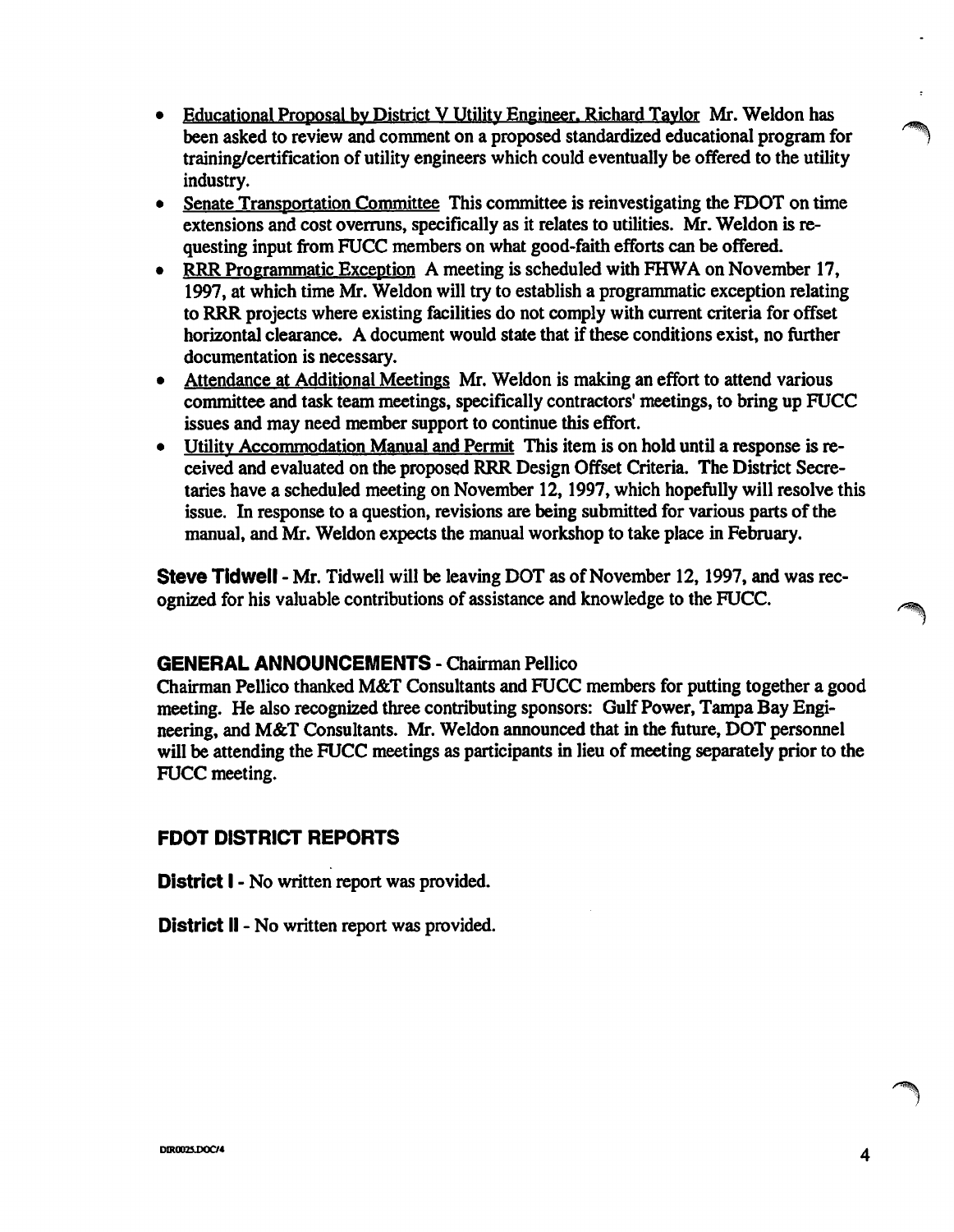- Educational Proposal by District V Utility Engineer, Richard Taylor Mr. Weldon has been asked to review and comment on a proposed standardized educational program for training/certification of utility engineers which could eventually be offered to the utility industry.
- Senate Transportation Committee This committee is reinvestigating the FDOT on time extensions and cost overruns, specifically as it relates to utilities. Mr. Weldon is requesting input from FUCC members on what good-faith efforts can be offered.
- RRR Programmatic Exception A meeting is scheduled with FHWA on November 17, 1997, at which time Mr. Weldon will try to establish a programmatic exception relating to RRR projects where existing facilities do not comply with current criteria for offset horizontal clearance. A document would state that if these conditions exist, no further documentation is necessary.
- Attendance at Additional Meetings Mr. Weldon is making an effort to attend various committee and task team meetings, specifically contractors' meetings, to bring up FUCC issues and may need member support to continue this effort.
- Utility Accommodation Manual and Permit This item is on hold until a response is received and evaluated on the proposed RRR Design Offset Criteria. The District Secretaries have a scheduled meeting on November 12, 1997, which hopefully will resolve this issue. In response to a question, revisions are being submitted for various parts of the manual, and Mr. Weldon expects the manual workshop to take place in February.

**Steve Tidwell** - Mr. Tidwell will be leaving DOT as of November 12, 1997, and was recognized for his valuable contributions of assistance and knowledge to the FUCC.

## GENERAL ANNOUNCEMENTS - Chairman Pellico

Chairman Pellico thanked M&T Consultants and FUCC members for putting together a good meeting. He also recognized three contributing sponsors: Gulf Power, Tampa Bay Engineering, and M&T Consultants. Mr. Weldon announced that in the future, DOT personnel will be attending the FUCC meetings as participants in lieu of meeting separately prior to the FUCC meeting.

## FDOT DISTRICT REPORTS

**District I** - No written report was provided.

**District II** - No written report was provided.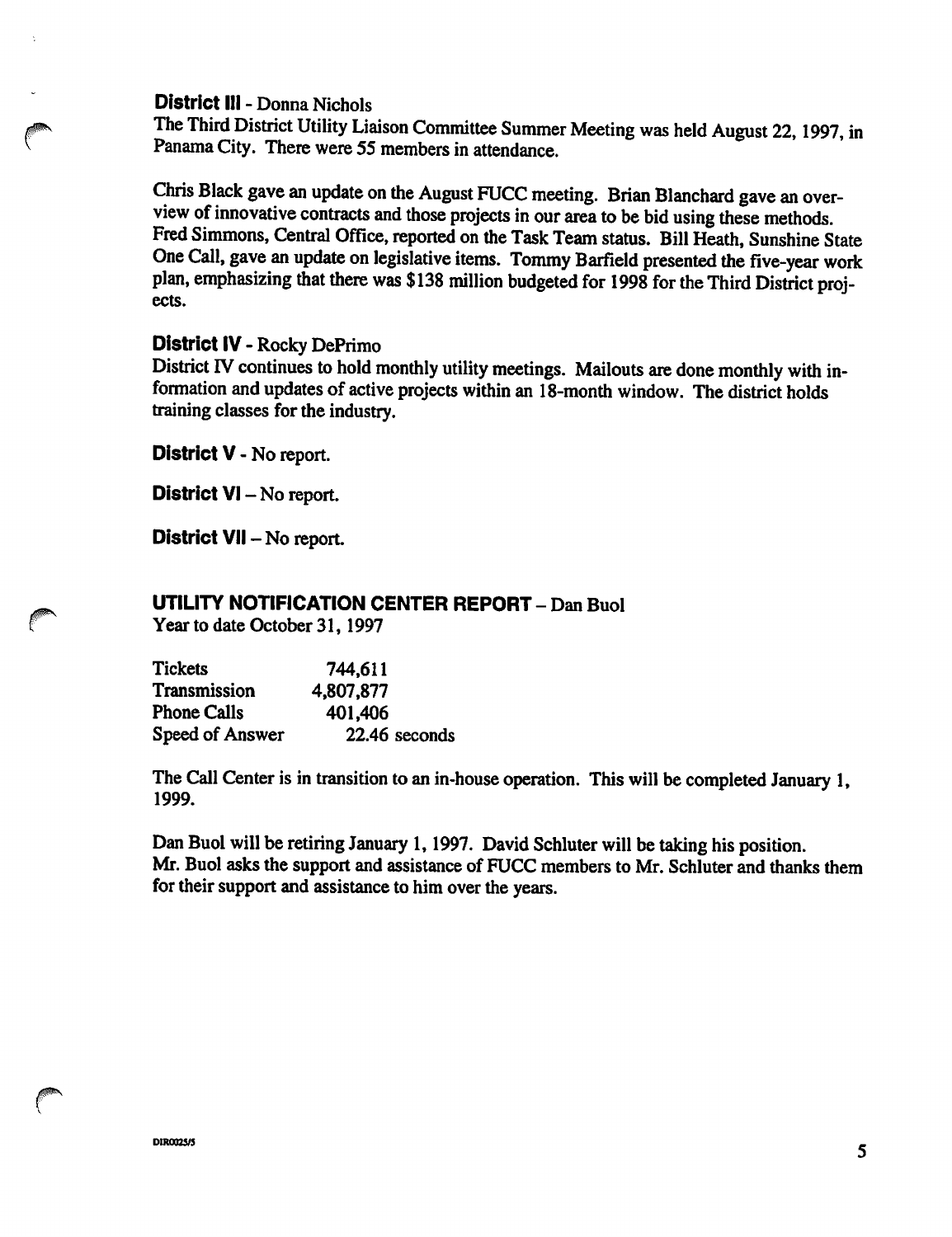**District III** - Donna Nichols

The Third District Utility Liaison Committee Summer Meeting was held August 22, 1997, in Panama City. There were 55 members in attendance.

Chris Black gave an update on the August FUCC meeting. Brian Blanchard gave an overview of innovative contracts and those projects in our area to be bid using these methods. Fred Simmons, Central Office, reported on the Task Team status. Bill Heath, Sunshine State One Call, gave an update on legislative items. Tommy Barfield presented the five-year work plan, emphasizing that there was $138 million budgeted for 1998 for the Third District projects.

**District IV** - Rocky DePrimo

District IV continues to hold monthly utility meetings. Mailouts are done monthly with information and updates of active projects within an 18-month window. The district holds training classes for the industry.

**District V** - No report.

**District VI** – No report.

**District VII** – No report.

## UTILITY NOTIFICATION CENTER REPORT – Dan Buol

Year to date October 31, 1997

| | |
|---|---|
| Tickets | 744,611 |
| Transmission | 4,807,877 |
| Phone Calls | 401,406 |
| Speed of Answer | 22.46 seconds |

The Call Center is in transition to an in-house operation. This will be completed January 1, 1999.

Dan Buol will be retiring January 1, 1997. David Schluter will be taking his position. Mr. Buol asks the support and assistance of FUCC members to Mr. Schluter and thanks them for their support and assistance to him over the years.

DIR0025/5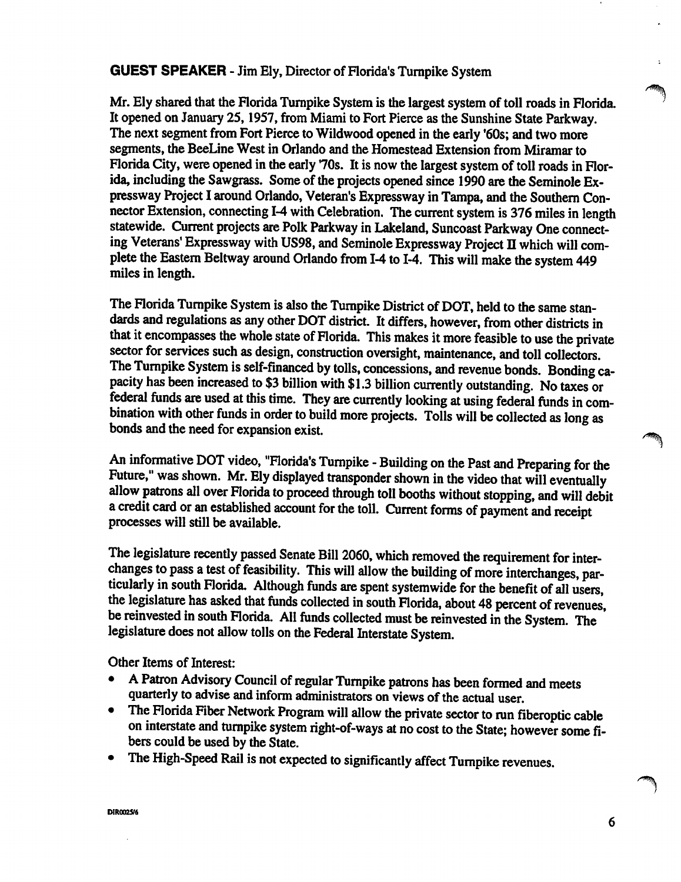**GUEST SPEAKER** - Jim Ely, Director of Florida's Turnpike System

Mr. Ely shared that the Florida Turnpike System is the largest system of toll roads in Florida. It opened on January 25, 1957, from Miami to Fort Pierce as the Sunshine State Parkway. The next segment from Fort Pierce to Wildwood opened in the early '60s; and two more segments, the BeeLine West in Orlando and the Homestead Extension from Miramar to Florida City, were opened in the early '70s. It is now the largest system of toll roads in Florida, including the Sawgrass. Some of the projects opened since 1990 are the Seminole Expressway Project I around Orlando, Veteran's Expressway in Tampa, and the Southern Connector Extension, connecting I-4 with Celebration. The current system is 376 miles in length statewide. Current projects are Polk Parkway in Lakeland, Suncoast Parkway One connecting Veterans' Expressway with US98, and Seminole Expressway Project II which will complete the Eastern Beltway around Orlando from I-4 to I-4. This will make the system 449 miles in length.

The Florida Turnpike System is also the Turnpike District of DOT, held to the same standards and regulations as any other DOT district. It differs, however, from other districts in that it encompasses the whole state of Florida. This makes it more feasible to use the private sector for services such as design, construction oversight, maintenance, and toll collectors. The Turnpike System is self-financed by tolls, concessions, and revenue bonds. Bonding capacity has been increased to $3 billion with $1.3 billion currently outstanding. No taxes or federal funds are used at this time. They are currently looking at using federal funds in combination with other funds in order to build more projects. Tolls will be collected as long as bonds and the need for expansion exist.

An informative DOT video, "Florida's Turnpike - Building on the Past and Preparing for the Future," was shown. Mr. Ely displayed transponder shown in the video that will eventually allow patrons all over Florida to proceed through toll booths without stopping, and will debit a credit card or an established account for the toll. Current forms of payment and receipt processes will still be available.

The legislature recently passed Senate Bill 2060, which removed the requirement for interchanges to pass a test of feasibility. This will allow the building of more interchanges, particularly in south Florida. Although funds are spent systemwide for the benefit of all users, the legislature has asked that funds collected in south Florida, about 48 percent of revenues, be reinvested in south Florida. All funds collected must be reinvested in the System. The legislature does not allow tolls on the Federal Interstate System.

Other Items of Interest:

- A Patron Advisory Council of regular Turnpike patrons has been formed and meets quarterly to advise and inform administrators on views of the actual user.
- The Florida Fiber Network Program will allow the private sector to run fiberoptic cable on interstate and turnpike system right-of-ways at no cost to the State; however some fibers could be used by the State.
- The High-Speed Rail is not expected to significantly affect Turnpike revenues.

DIR0025/6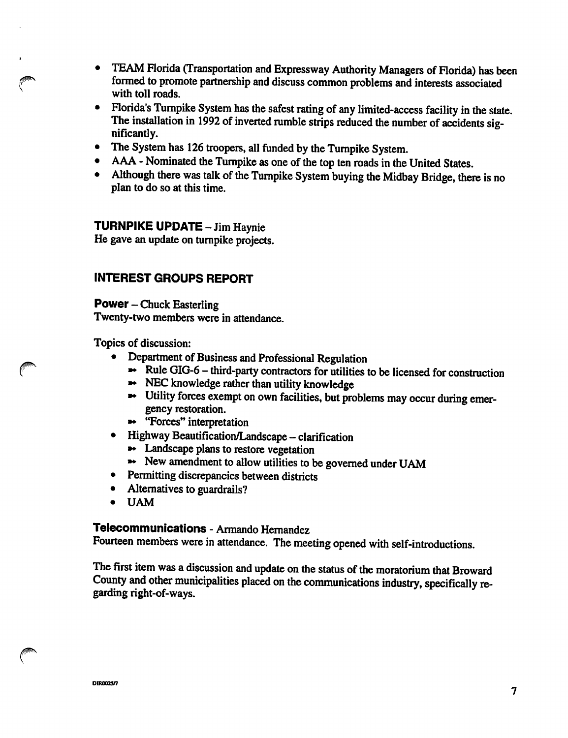- TEAM Florida (Transportation and Expressway Authority Managers of Florida) has been formed to promote partnership and discuss common problems and interests associated with toll roads.
- Florida's Turnpike System has the safest rating of any limited-access facility in the state. The installation in 1992 of inverted rumble strips reduced the number of accidents significantly.
- The System has 126 troopers, all funded by the Turnpike System.
- AAA - Nominated the Turnpike as one of the top ten roads in the United States.
- Although there was talk of the Turnpike System buying the Midbay Bridge, there is no plan to do so at this time.

**TURNPIKE UPDATE** – Jim Haynie
He gave an update on turnpike projects.

## INTEREST GROUPS REPORT

**Power** – Chuck Easterling
Twenty-two members were in attendance.

Topics of discussion:

- Department of Business and Professional Regulation
  - Rule GIG-6 – third-party contractors for utilities to be licensed for construction
  - NEC knowledge rather than utility knowledge
  - Utility forces exempt on own facilities, but problems may occur during emergency restoration.
  - "Forces" interpretation
- Highway Beautification/Landscape – clarification
  - Landscape plans to restore vegetation
  - New amendment to allow utilities to be governed under UAM
- Permitting discrepancies between districts
- Alternatives to guardrails?
- UAM

**Telecommunications** - Armando Hernandez
Fourteen members were in attendance. The meeting opened with self-introductions.

The first item was a discussion and update on the status of the moratorium that Broward County and other municipalities placed on the communications industry, specifically regarding right-of-ways.

DIR0025/7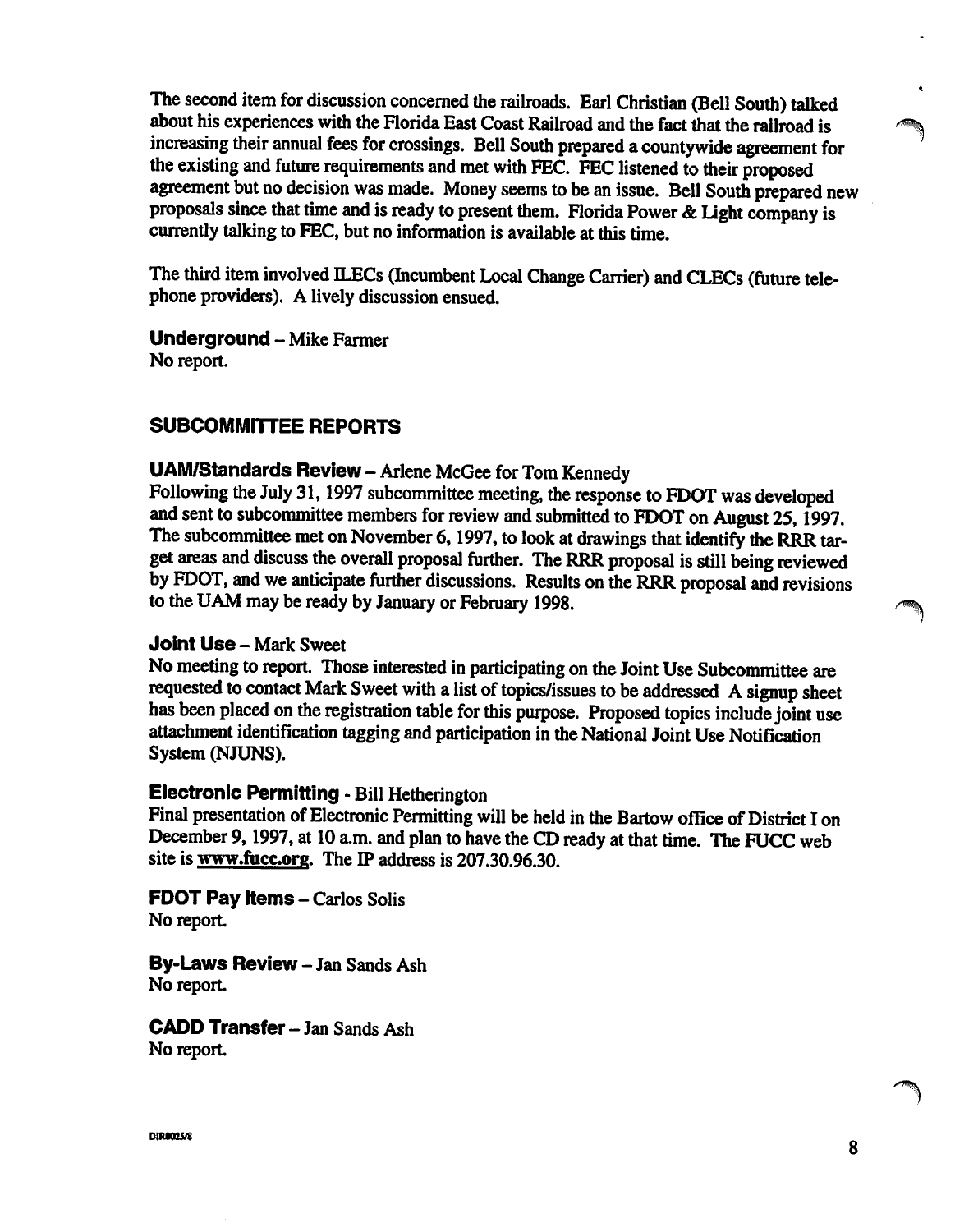The second item for discussion concerned the railroads. Earl Christian (Bell South) talked about his experiences with the Florida East Coast Railroad and the fact that the railroad is increasing their annual fees for crossings. Bell South prepared a countywide agreement for the existing and future requirements and met with FEC. FEC listened to their proposed agreement but no decision was made. Money seems to be an issue. Bell South prepared new proposals since that time and is ready to present them. Florida Power & Light company is currently talking to FEC, but no information is available at this time.

The third item involved ILECs (Incumbent Local Change Carrier) and CLECs (future telephone providers). A lively discussion ensued.

**Underground** – Mike Farmer
No report.

## SUBCOMMITTEE REPORTS

**UAM/Standards Review** – Arlene McGee for Tom Kennedy
Following the July 31, 1997 subcommittee meeting, the response to FDOT was developed and sent to subcommittee members for review and submitted to FDOT on August 25, 1997. The subcommittee met on November 6, 1997, to look at drawings that identify the RRR target areas and discuss the overall proposal further. The RRR proposal is still being reviewed by FDOT, and we anticipate further discussions. Results on the RRR proposal and revisions to the UAM may be ready by January or February 1998.

**Joint Use** – Mark Sweet
No meeting to report. Those interested in participating on the Joint Use Subcommittee are requested to contact Mark Sweet with a list of topics/issues to be addressed A signup sheet has been placed on the registration table for this purpose. Proposed topics include joint use attachment identification tagging and participation in the National Joint Use Notification System (NJUNS).

**Electronic Permitting** - Bill Hetherington
Final presentation of Electronic Permitting will be held in the Bartow office of District I on December 9, 1997, at 10 a.m. and plan to have the CD ready at that time. The FUCC web site is www.fucc.org. The IP address is 207.30.96.30.

**FDOT Pay Items** – Carlos Solis
No report.

**By-Laws Review** – Jan Sands Ash
No report.

**CADD Transfer** – Jan Sands Ash
No report.

DIR0025/8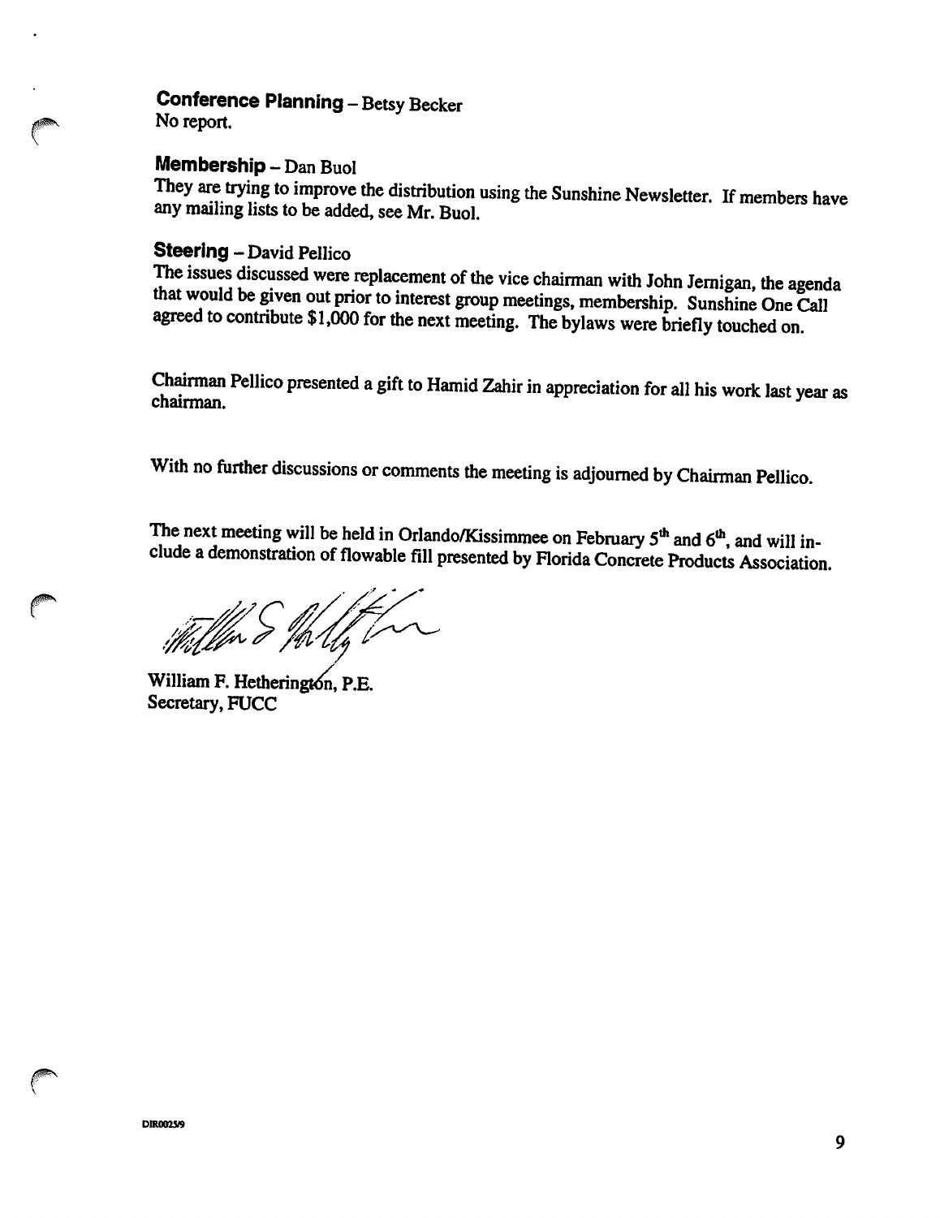**Conference Planning** – Betsy Becker
No report.

**Membership** – Dan Buol
They are trying to improve the distribution using the Sunshine Newsletter. If members have any mailing lists to be added, see Mr. Buol.

**Steering** – David Pellico
The issues discussed were replacement of the vice chairman with John Jernigan, the agenda that would be given out prior to interest group meetings, membership. Sunshine One Call agreed to contribute $1,000 for the next meeting. The bylaws were briefly touched on.

Chairman Pellico presented a gift to Hamid Zahir in appreciation for all his work last year as chairman.

With no further discussions or comments the meeting is adjourned by Chairman Pellico.

The next meeting will be held in Orlando/Kissimmee on February 5th and 6th, and will include a demonstration of flowable fill presented by Florida Concrete Products Association.

William F. Hetherington, P.E.
Secretary, FUCC

DIR00259